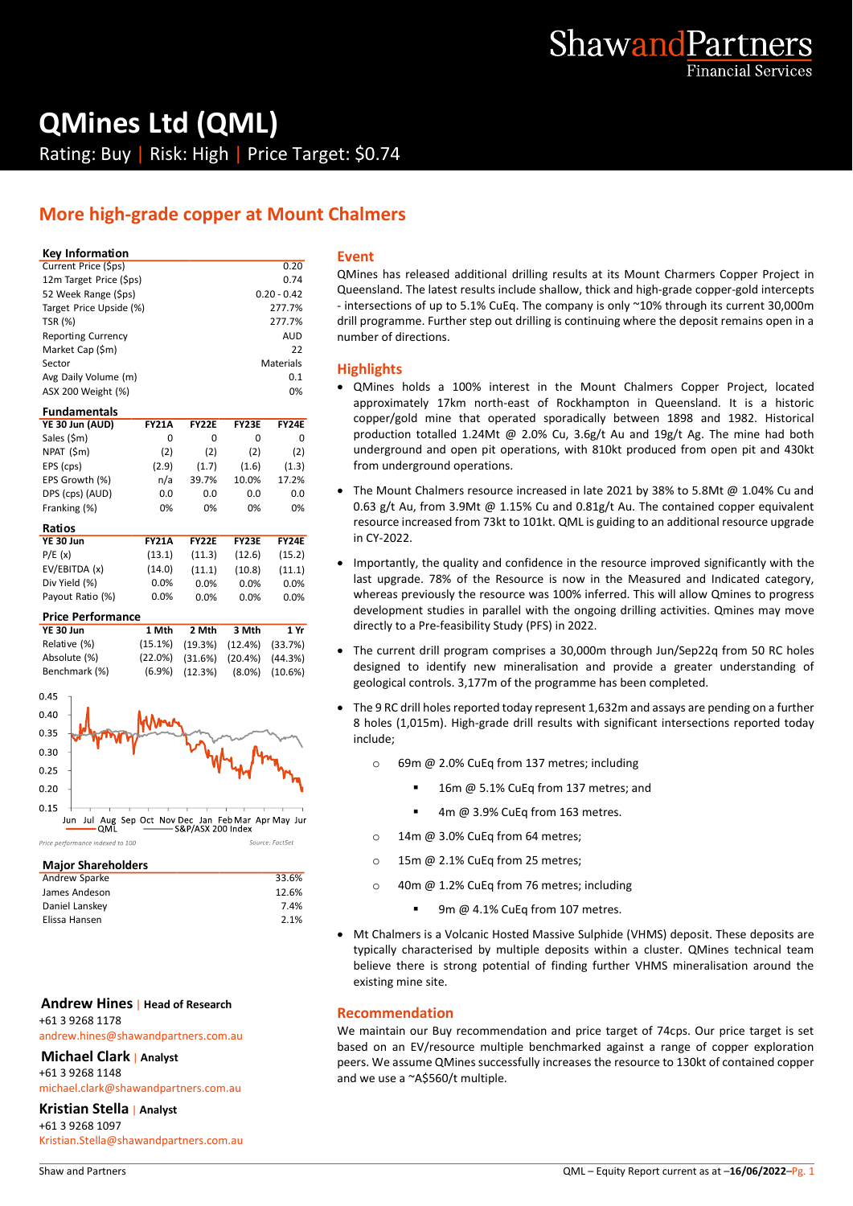# QMines Ltd (QML)

Rating: Buy | Risk: High | Price Target: $0.74

## More high-grade copper at Mount Chalmers

### Key Information

| Key Information | |
|---|---|
| Current Price ($ps) | 0.20 |
| 12m Target Price ($ps) | 0.74 |
| 52 Week Range ($ps) | 0.20 - 0.42 |
| Target Price Upside (%) | 277.7% |
| TSR (%) | 277.7% |
| Reporting Currency | AUD |
| Market Cap ($m) | 22 |
| Sector | Materials |
| Avg Daily Volume (m) | 0.1 |
| ASX 200 Weight (%) | 0% |

### Fundamentals

| YE 30 Jun (AUD) | FY21A | FY22E | FY23E | FY24E |
|---|---|---|---|---|
| Sales ($m) | 0 | 0 | 0 | 0 |
| NPAT ($m) | (2) | (2) | (2) | (2) |
| EPS (cps) | (2.9) | (1.7) | (1.6) | (1.3) |
| EPS Growth (%) | n/a | 39.7% | 10.0% | 17.2% |
| DPS (cps) (AUD) | 0.0 | 0.0 | 0.0 | 0.0 |
| Franking (%) | 0% | 0% | 0% | 0% |

### Ratios

| YE 30 Jun | FY21A | FY22E | FY23E | FY24E |
|---|---|---|---|---|
| P/E (x) | (13.1) | (11.3) | (12.6) | (15.2) |
| EV/EBITDA (x) | (14.0) | (11.1) | (10.8) | (11.1) |
| Div Yield (%) | 0.0% | 0.0% | 0.0% | 0.0% |
| Payout Ratio (%) | 0.0% | 0.0% | 0.0% | 0.0% |

### Price Performance

| YE 30 Jun | 1 Mth | 2 Mth | 3 Mth | 1 Yr |
|---|---|---|---|---|
| Relative (%) | (15.1%) | (19.3%) | (12.4%) | (33.7%) |
| Absolute (%) | (22.0%) | (31.6%) | (20.4%) | (44.3%) |
| Benchmark (%) | (6.9%) | (12.3%) | (8.0%) | (10.6%) |

Price performance indexed to 100 — Source: FactSet

### Major Shareholders

| Major Shareholders | |
|---|---|
| Andrew Sparke | 33.6% |
| James Andeson | 12.6% |
| Daniel Lanskey | 7.4% |
| Elissa Hansen | 2.1% |

**Andrew Hines** | Head of Research
+61 3 9268 1178
andrew.hines@shawandpartners.com.au

**Michael Clark** | Analyst
+61 3 9268 1148
michael.clark@shawandpartners.com.au

**Kristian Stella** | Analyst
+61 3 9268 1097
Kristian.Stella@shawandpartners.com.au

## Event

QMines has released additional drilling results at its Mount Charmers Copper Project in Queensland. The latest results include shallow, thick and high-grade copper-gold intercepts - intersections of up to 5.1% CuEq. The company is only ~10% through its current 30,000m drill programme. Further step out drilling is continuing where the deposit remains open in a number of directions.

## Highlights

- QMines holds a 100% interest in the Mount Chalmers Copper Project, located approximately 17km north-east of Rockhampton in Queensland. It is a historic copper/gold mine that operated sporadically between 1898 and 1982. Historical production totalled 1.24Mt @ 2.0% Cu, 3.6g/t Au and 19g/t Ag. The mine had both underground and open pit operations, with 810kt produced from open pit and 430kt from underground operations.
- The Mount Chalmers resource increased in late 2021 by 38% to 5.8Mt @ 1.04% Cu and 0.63 g/t Au, from 3.9Mt @ 1.15% Cu and 0.81g/t Au. The contained copper equivalent resource increased from 73kt to 101kt. QML is guiding to an additional resource upgrade in CY-2022.
- Importantly, the quality and confidence in the resource improved significantly with the last upgrade. 78% of the Resource is now in the Measured and Indicated category, whereas previously the resource was 100% inferred. This will allow Qmines to progress development studies in parallel with the ongoing drilling activities. Qmines may move directly to a Pre-feasibility Study (PFS) in 2022.
- The current drill program comprises a 30,000m through Jun/Sep22q from 50 RC holes designed to identify new mineralisation and provide a greater understanding of geological controls. 3,177m of the programme has been completed.
- The 9 RC drill holes reported today represent 1,632m and assays are pending on a further 8 holes (1,015m). High-grade drill results with significant intersections reported today include;
  - 69m @ 2.0% CuEq from 137 metres; including
    - 16m @ 5.1% CuEq from 137 metres; and
    - 4m @ 3.9% CuEq from 163 metres.
  - 14m @ 3.0% CuEq from 64 metres;
  - 15m @ 2.1% CuEq from 25 metres;
  - 40m @ 1.2% CuEq from 76 metres; including
    - 9m @ 4.1% CuEq from 107 metres.
- Mt Chalmers is a Volcanic Hosted Massive Sulphide (VHMS) deposit. These deposits are typically characterised by multiple deposits within a cluster. QMines technical team believe there is strong potential of finding further VHMS mineralisation around the existing mine site.

## Recommendation

We maintain our Buy recommendation and price target of 74cps. Our price target is set based on an EV/resource multiple benchmarked against a range of copper exploration peers. We assume QMines successfully increases the resource to 130kt of contained copper and we use a ~A$560/t multiple.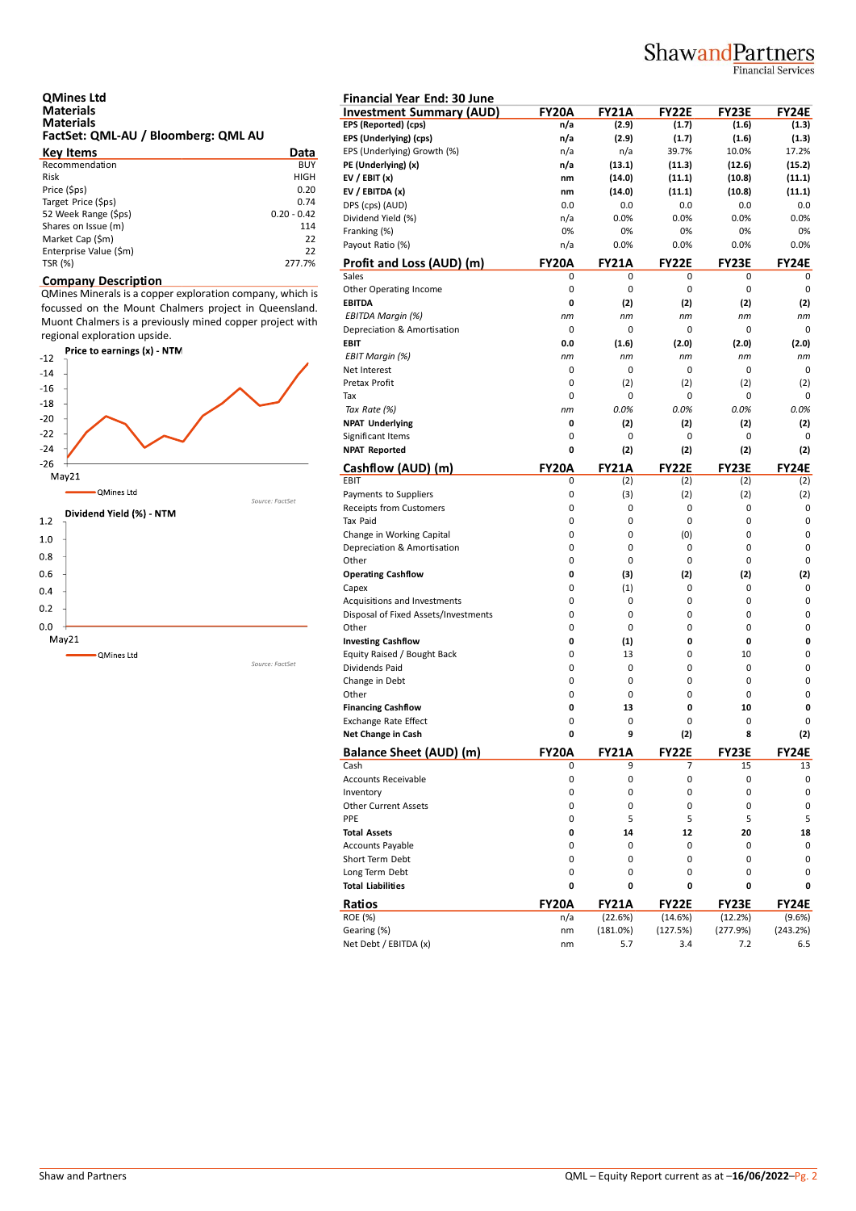# QMines Ltd

**Materials**

**Materials**

**FactSet: QML-AU / Bloomberg: QML AU**

| Key Items | Data |
|---|---|
| Recommendation | BUY |
| Risk | HIGH |
| Price ($ps) | 0.20 |
| Target Price ($ps) | 0.74 |
| 52 Week Range ($ps) | 0.20 - 0.42 |
| Shares on Issue (m) | 114 |
| Market Cap ($m) | 22 |
| Enterprise Value ($m) | 22 |
| TSR (%) | 277.7% |

## Company Description

QMines Minerals is a copper exploration company, which is focussed on the Mount Chalmers project in Queensland. Muont Chalmers is a previously mined copper project with regional exploration upside.

**Price to earnings (x) - NTM**

QMines Ltd

Source: FactSet

**Dividend Yield (%) - NTM**

QMines Ltd

Source: FactSet

**Financial Year End: 30 June**

| Investment Summary (AUD) | FY20A | FY21A | FY22E | FY23E | FY24E |
|---|---|---|---|---|---|
| **EPS (Reported) (cps)** | **n/a** | **(2.9)** | **(1.7)** | **(1.6)** | **(1.3)** |
| **EPS (Underlying) (cps)** | **n/a** | **(2.9)** | **(1.7)** | **(1.6)** | **(1.3)** |
| EPS (Underlying) Growth (%) | n/a | n/a | 39.7% | 10.0% | 17.2% |
| **PE (Underlying) (x)** | **n/a** | **(13.1)** | **(11.3)** | **(12.6)** | **(15.2)** |
| **EV / EBIT (x)** | **nm** | **(14.0)** | **(11.1)** | **(10.8)** | **(11.1)** |
| **EV / EBITDA (x)** | **nm** | **(14.0)** | **(11.1)** | **(10.8)** | **(11.1)** |
| DPS (cps) (AUD) | 0.0 | 0.0 | 0.0 | 0.0 | 0.0 |
| Dividend Yield (%) | n/a | 0.0% | 0.0% | 0.0% | 0.0% |
| Franking (%) | 0% | 0% | 0% | 0% | 0% |
| Payout Ratio (%) | n/a | 0.0% | 0.0% | 0.0% | 0.0% |

| Profit and Loss (AUD) (m) | FY20A | FY21A | FY22E | FY23E | FY24E |
|---|---|---|---|---|---|
| Sales | 0 | 0 | 0 | 0 | 0 |
| Other Operating Income | 0 | 0 | 0 | 0 | 0 |
| **EBITDA** | **0** | **(2)** | **(2)** | **(2)** | **(2)** |
| *EBITDA Margin (%)* | *nm* | *nm* | *nm* | *nm* | *nm* |
| Depreciation & Amortisation | 0 | 0 | 0 | 0 | 0 |
| **EBIT** | **0.0** | **(1.6)** | **(2.0)** | **(2.0)** | **(2.0)** |
| *EBIT Margin (%)* | *nm* | *nm* | *nm* | *nm* | *nm* |
| Net Interest | 0 | 0 | 0 | 0 | 0 |
| Pretax Profit | 0 | (2) | (2) | (2) | (2) |
| Tax | 0 | 0 | 0 | 0 | 0 |
| *Tax Rate (%)* | *nm* | *0.0%* | *0.0%* | *0.0%* | *0.0%* |
| **NPAT Underlying** | **0** | **(2)** | **(2)** | **(2)** | **(2)** |
| Significant Items | 0 | 0 | 0 | 0 | 0 |
| **NPAT Reported** | **0** | **(2)** | **(2)** | **(2)** | **(2)** |

| Cashflow (AUD) (m) | FY20A | FY21A | FY22E | FY23E | FY24E |
|---|---|---|---|---|---|
| EBIT | 0 | (2) | (2) | (2) | (2) |
| Payments to Suppliers | 0 | (3) | (2) | (2) | (2) |
| Receipts from Customers | 0 | 0 | 0 | 0 | 0 |
| Tax Paid | 0 | 0 | 0 | 0 | 0 |
| Change in Working Capital | 0 | 0 | (0) | 0 | 0 |
| Depreciation & Amortisation | 0 | 0 | 0 | 0 | 0 |
| Other | 0 | 0 | 0 | 0 | 0 |
| **Operating Cashflow** | **0** | **(3)** | **(2)** | **(2)** | **(2)** |
| Capex | 0 | (1) | 0 | 0 | 0 |
| Acquisitions and Investments | 0 | 0 | 0 | 0 | 0 |
| Disposal of Fixed Assets/Investments | 0 | 0 | 0 | 0 | 0 |
| Other | 0 | 0 | 0 | 0 | 0 |
| **Investing Cashflow** | **0** | **(1)** | **0** | **0** | **0** |
| Equity Raised / Bought Back | 0 | 13 | 0 | 10 | 0 |
| Dividends Paid | 0 | 0 | 0 | 0 | 0 |
| Change in Debt | 0 | 0 | 0 | 0 | 0 |
| Other | 0 | 0 | 0 | 0 | 0 |
| **Financing Cashflow** | **0** | **13** | **0** | **10** | **0** |
| Exchange Rate Effect | 0 | 0 | 0 | 0 | 0 |
| **Net Change in Cash** | **0** | **9** | **(2)** | **8** | **(2)** |

| Balance Sheet (AUD) (m) | FY20A | FY21A | FY22E | FY23E | FY24E |
|---|---|---|---|---|---|
| Cash | 0 | 9 | 7 | 15 | 13 |
| Accounts Receivable | 0 | 0 | 0 | 0 | 0 |
| Inventory | 0 | 0 | 0 | 0 | 0 |
| Other Current Assets | 0 | 0 | 0 | 0 | 0 |
| PPE | 0 | 5 | 5 | 5 | 5 |
| **Total Assets** | **0** | **14** | **12** | **20** | **18** |
| Accounts Payable | 0 | 0 | 0 | 0 | 0 |
| Short Term Debt | 0 | 0 | 0 | 0 | 0 |
| Long Term Debt | 0 | 0 | 0 | 0 | 0 |
| **Total Liabilities** | **0** | **0** | **0** | **0** | **0** |

| Ratios | FY20A | FY21A | FY22E | FY23E | FY24E |
|---|---|---|---|---|---|
| ROE (%) | n/a | (22.6%) | (14.6%) | (12.2%) | (9.6%) |
| Gearing (%) | nm | (181.0%) | (127.5%) | (277.9%) | (243.2%) |
| Net Debt / EBITDA (x) | nm | 5.7 | 3.4 | 7.2 | 6.5 |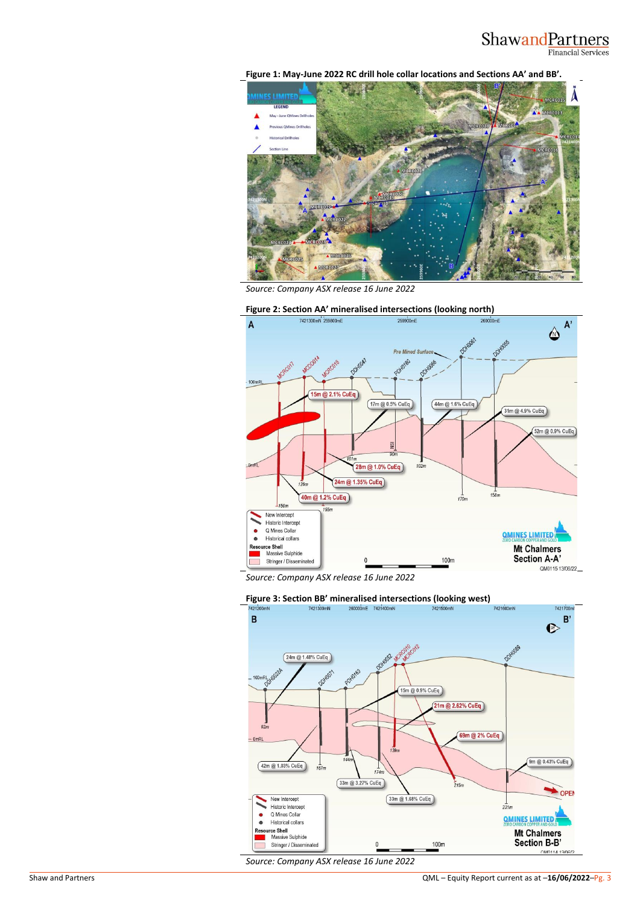**Figure 1: May-June 2022 RC drill hole collar locations and Sections AA' and BB'.**

*Source: Company ASX release 16 June 2022*

**Figure 2: Section AA' mineralised intersections (looking north)**

*Source: Company ASX release 16 June 2022*

**Figure 3: Section BB' mineralised intersections (looking west)**

*Source: Company ASX release 16 June 2022*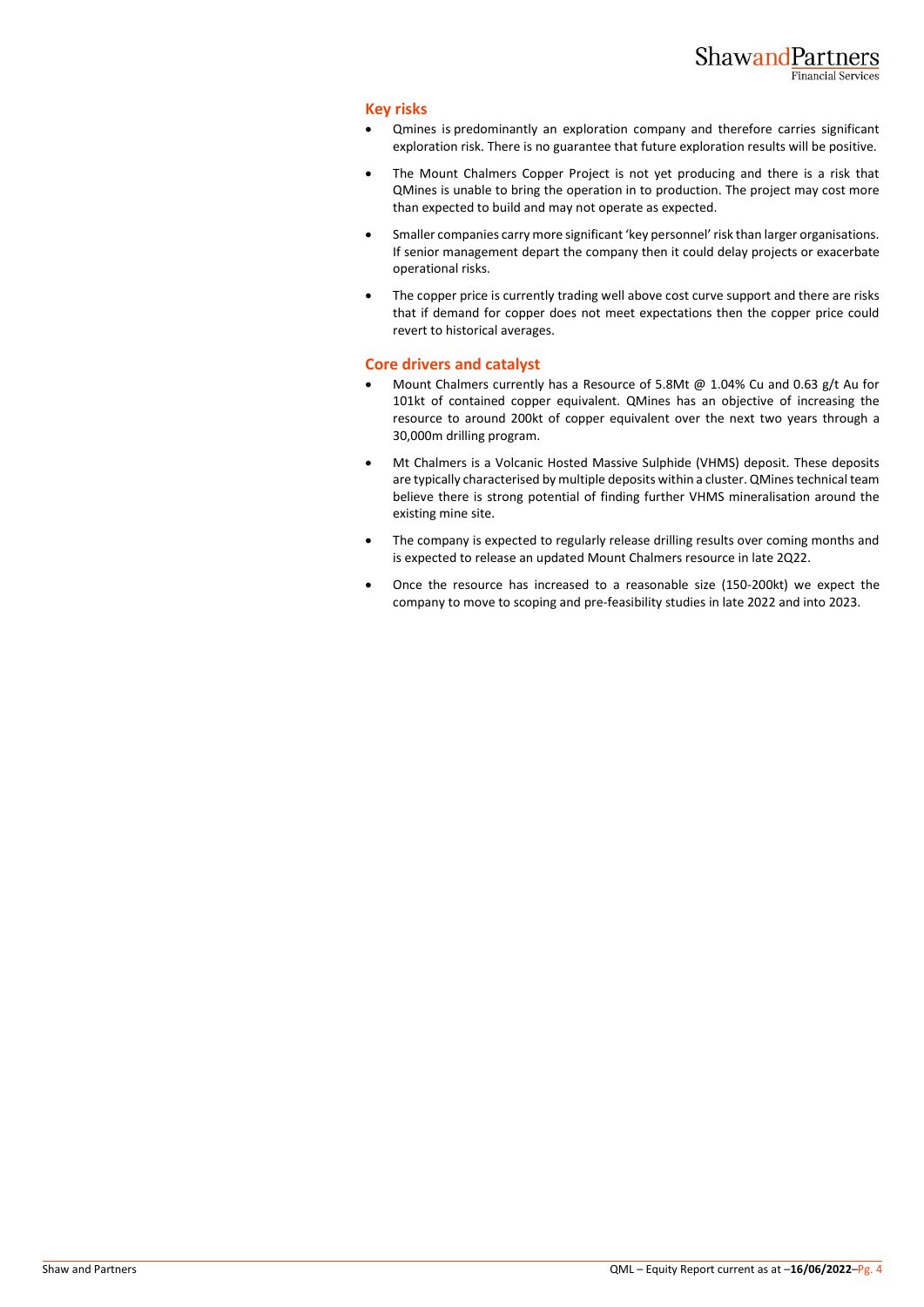## Key risks

- Qmines is predominantly an exploration company and therefore carries significant exploration risk. There is no guarantee that future exploration results will be positive.
- The Mount Chalmers Copper Project is not yet producing and there is a risk that QMines is unable to bring the operation in to production. The project may cost more than expected to build and may not operate as expected.
- Smaller companies carry more significant 'key personnel' risk than larger organisations. If senior management depart the company then it could delay projects or exacerbate operational risks.
- The copper price is currently trading well above cost curve support and there are risks that if demand for copper does not meet expectations then the copper price could revert to historical averages.

## Core drivers and catalyst

- Mount Chalmers currently has a Resource of 5.8Mt @ 1.04% Cu and 0.63 g/t Au for 101kt of contained copper equivalent. QMines has an objective of increasing the resource to around 200kt of copper equivalent over the next two years through a 30,000m drilling program.
- Mt Chalmers is a Volcanic Hosted Massive Sulphide (VHMS) deposit. These deposits are typically characterised by multiple deposits within a cluster. QMines technical team believe there is strong potential of finding further VHMS mineralisation around the existing mine site.
- The company is expected to regularly release drilling results over coming months and is expected to release an updated Mount Chalmers resource in late 2Q22.
- Once the resource has increased to a reasonable size (150-200kt) we expect the company to move to scoping and pre-feasibility studies in late 2022 and into 2023.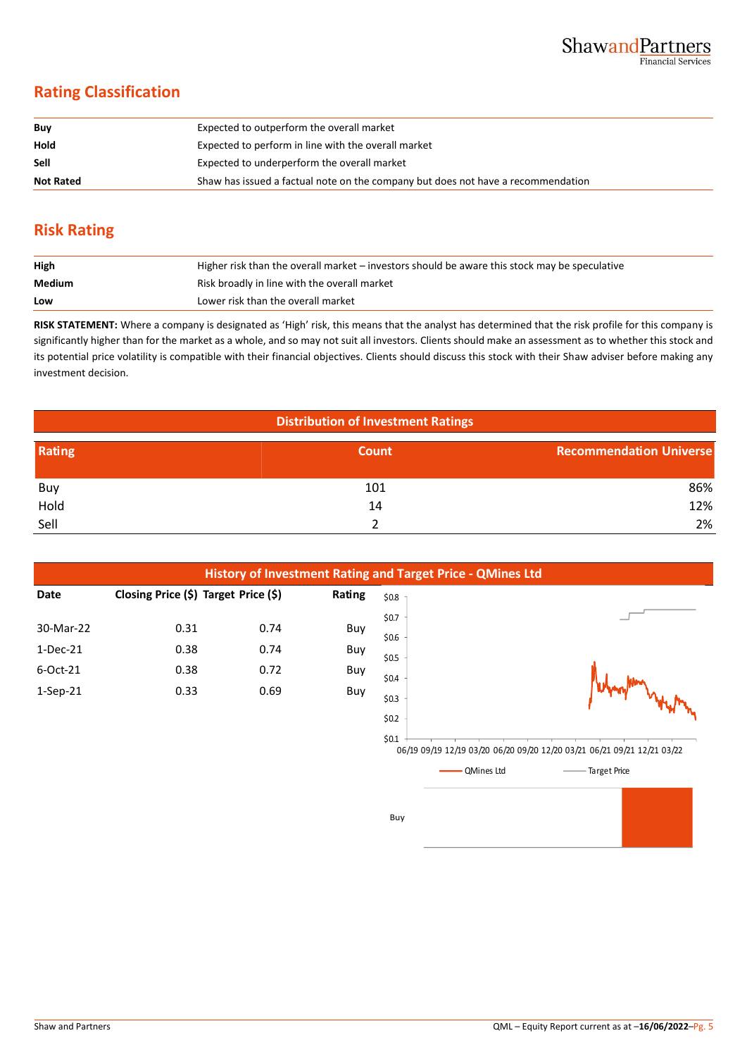## Rating Classification

| | |
|---|---|
| **Buy** | Expected to outperform the overall market |
| **Hold** | Expected to perform in line with the overall market |
| **Sell** | Expected to underperform the overall market |
| **Not Rated** | Shaw has issued a factual note on the company but does not have a recommendation |

## Risk Rating

| | |
|---|---|
| **High** | Higher risk than the overall market – investors should be aware this stock may be speculative |
| **Medium** | Risk broadly in line with the overall market |
| **Low** | Lower risk than the overall market |

**RISK STATEMENT:** Where a company is designated as 'High' risk, this means that the analyst has determined that the risk profile for this company is significantly higher than for the market as a whole, and so may not suit all investors. Clients should make an assessment as to whether this stock and its potential price volatility is compatible with their financial objectives. Clients should discuss this stock with their Shaw adviser before making any investment decision.

**Distribution of Investment Ratings**

| Rating | Count | Recommendation Universe |
|---|---|---|
| Buy | 101 | 86% |
| Hold | 14 | 12% |
| Sell | 2 | 2% |

**History of Investment Rating and Target Price - QMines Ltd**

| Date | Closing Price ($) | Target Price ($) | Rating |
|---|---|---|---|
| 30-Mar-22 | 0.31 | 0.74 | Buy |
| 1-Dec-21 | 0.38 | 0.74 | Buy |
| 6-Oct-21 | 0.38 | 0.72 | Buy |
| 1-Sep-21 | 0.33 | 0.69 | Buy |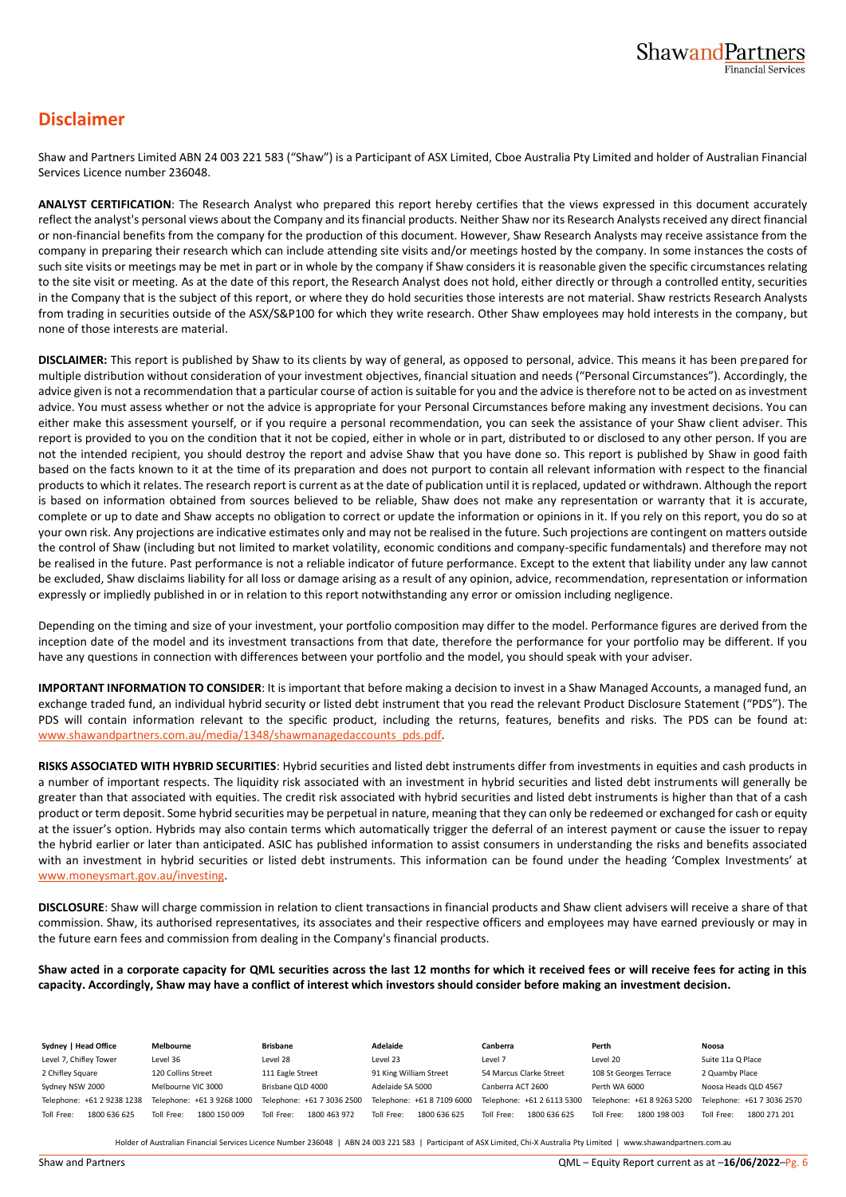# Disclaimer

Shaw and Partners Limited ABN 24 003 221 583 ("Shaw") is a Participant of ASX Limited, Cboe Australia Pty Limited and holder of Australian Financial Services Licence number 236048.

**ANALYST CERTIFICATION**: The Research Analyst who prepared this report hereby certifies that the views expressed in this document accurately reflect the analyst's personal views about the Company and its financial products. Neither Shaw nor its Research Analysts received any direct financial or non-financial benefits from the company for the production of this document. However, Shaw Research Analysts may receive assistance from the company in preparing their research which can include attending site visits and/or meetings hosted by the company. In some instances the costs of such site visits or meetings may be met in part or in whole by the company if Shaw considers it is reasonable given the specific circumstances relating to the site visit or meeting. As at the date of this report, the Research Analyst does not hold, either directly or through a controlled entity, securities in the Company that is the subject of this report, or where they do hold securities those interests are not material. Shaw restricts Research Analysts from trading in securities outside of the ASX/S&P100 for which they write research. Other Shaw employees may hold interests in the company, but none of those interests are material.

**DISCLAIMER:** This report is published by Shaw to its clients by way of general, as opposed to personal, advice. This means it has been prepared for multiple distribution without consideration of your investment objectives, financial situation and needs ("Personal Circumstances"). Accordingly, the advice given is not a recommendation that a particular course of action is suitable for you and the advice is therefore not to be acted on as investment advice. You must assess whether or not the advice is appropriate for your Personal Circumstances before making any investment decisions. You can either make this assessment yourself, or if you require a personal recommendation, you can seek the assistance of your Shaw client adviser. This report is provided to you on the condition that it not be copied, either in whole or in part, distributed to or disclosed to any other person. If you are not the intended recipient, you should destroy the report and advise Shaw that you have done so. This report is published by Shaw in good faith based on the facts known to it at the time of its preparation and does not purport to contain all relevant information with respect to the financial products to which it relates. The research report is current as at the date of publication until it is replaced, updated or withdrawn. Although the report is based on information obtained from sources believed to be reliable, Shaw does not make any representation or warranty that it is accurate, complete or up to date and Shaw accepts no obligation to correct or update the information or opinions in it. If you rely on this report, you do so at your own risk. Any projections are indicative estimates only and may not be realised in the future. Such projections are contingent on matters outside the control of Shaw (including but not limited to market volatility, economic conditions and company-specific fundamentals) and therefore may not be realised in the future. Past performance is not a reliable indicator of future performance. Except to the extent that liability under any law cannot be excluded, Shaw disclaims liability for all loss or damage arising as a result of any opinion, advice, recommendation, representation or information expressly or impliedly published in or in relation to this report notwithstanding any error or omission including negligence.

Depending on the timing and size of your investment, your portfolio composition may differ to the model. Performance figures are derived from the inception date of the model and its investment transactions from that date, therefore the performance for your portfolio may be different. If you have any questions in connection with differences between your portfolio and the model, you should speak with your adviser.

**IMPORTANT INFORMATION TO CONSIDER**: It is important that before making a decision to invest in a Shaw Managed Accounts, a managed fund, an exchange traded fund, an individual hybrid security or listed debt instrument that you read the relevant Product Disclosure Statement ("PDS"). The PDS will contain information relevant to the specific product, including the returns, features, benefits and risks. The PDS can be found at: www.shawandpartners.com.au/media/1348/shawmanagedaccounts_pds.pdf.

**RISKS ASSOCIATED WITH HYBRID SECURITIES**: Hybrid securities and listed debt instruments differ from investments in equities and cash products in a number of important respects. The liquidity risk associated with an investment in hybrid securities and listed debt instruments will generally be greater than that associated with equities. The credit risk associated with hybrid securities and listed debt instruments is higher than that of a cash product or term deposit. Some hybrid securities may be perpetual in nature, meaning that they can only be redeemed or exchanged for cash or equity at the issuer's option. Hybrids may also contain terms which automatically trigger the deferral of an interest payment or cause the issuer to repay the hybrid earlier or later than anticipated. ASIC has published information to assist consumers in understanding the risks and benefits associated with an investment in hybrid securities or listed debt instruments. This information can be found under the heading 'Complex Investments' at www.moneysmart.gov.au/investing.

**DISCLOSURE**: Shaw will charge commission in relation to client transactions in financial products and Shaw client advisers will receive a share of that commission. Shaw, its authorised representatives, its associates and their respective officers and employees may have earned previously or may in the future earn fees and commission from dealing in the Company's financial products.

**Shaw acted in a corporate capacity for QML securities across the last 12 months for which it received fees or will receive fees for acting in this capacity. Accordingly, Shaw may have a conflict of interest which investors should consider before making an investment decision.**

| Sydney \| Head Office | Melbourne | Brisbane | Adelaide | Canberra | Perth | Noosa |
|---|---|---|---|---|---|---|
| Level 7, Chifley Tower | Level 36 | Level 28 | Level 23 | Level 7 | Level 20 | Suite 11a Q Place |
| 2 Chifley Square | 120 Collins Street | 111 Eagle Street | 91 King William Street | 54 Marcus Clarke Street | 108 St Georges Terrace | 2 Quamby Place |
| Sydney NSW 2000 | Melbourne VIC 3000 | Brisbane QLD 4000 | Adelaide SA 5000 | Canberra ACT 2600 | Perth WA 6000 | Noosa Heads QLD 4567 |
| Telephone: +61 2 9238 1238 | Telephone: +61 3 9268 1000 | Telephone: +61 7 3036 2500 | Telephone: +61 8 7109 6000 | Telephone: +61 2 6113 5300 | Telephone: +61 8 9263 5200 | Telephone: +61 7 3036 2570 |
| Toll Free: 1800 636 625 | Toll Free: 1800 150 009 | Toll Free: 1800 463 972 | Toll Free: 1800 636 625 | Toll Free: 1800 636 625 | Toll Free: 1800 198 003 | Toll Free: 1800 271 201 |

Holder of Australian Financial Services Licence Number 236048 | ABN 24 003 221 583 | Participant of ASX Limited, Chi-X Australia Pty Limited | www.shawandpartners.com.au